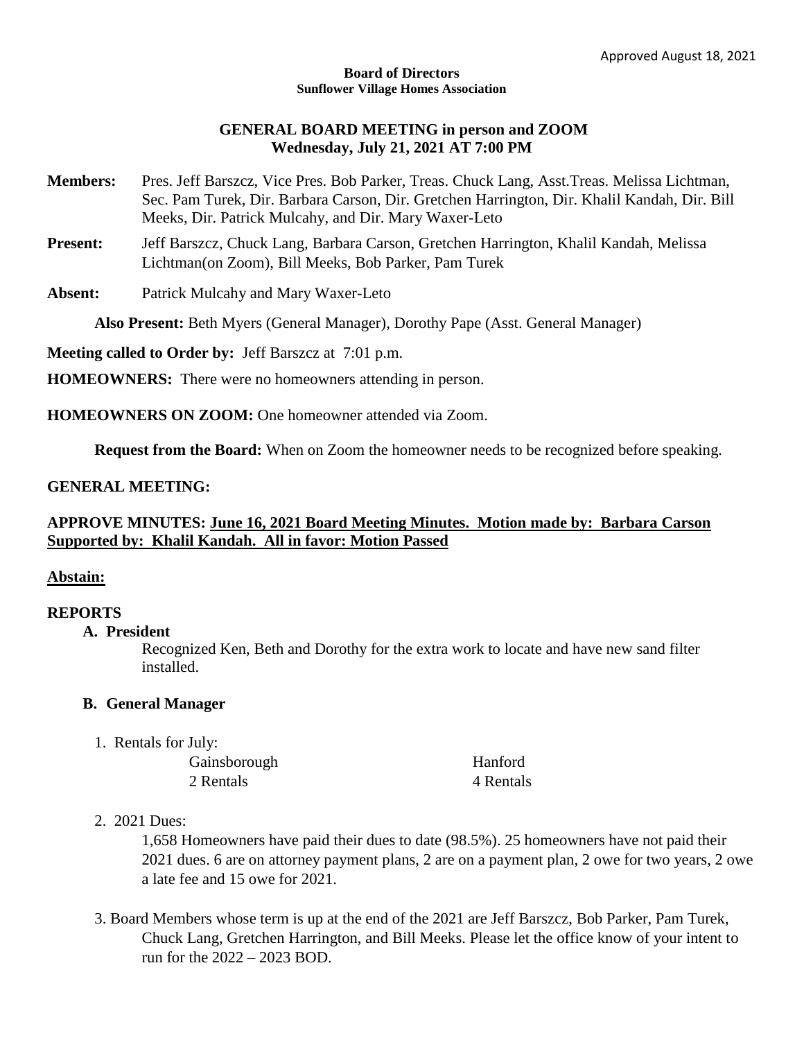Approved August 18, 2021

**Board of Directors**
**Sunflower Village Homes Association**

## GENERAL BOARD MEETING in person and ZOOM
## Wednesday, July 21, 2021 AT 7:00 PM

**Members:** Pres. Jeff Barszcz, Vice Pres. Bob Parker, Treas. Chuck Lang, Asst.Treas. Melissa Lichtman, Sec. Pam Turek, Dir. Barbara Carson, Dir. Gretchen Harrington, Dir. Khalil Kandah, Dir. Bill Meeks, Dir. Patrick Mulcahy, and Dir. Mary Waxer-Leto

**Present:** Jeff Barszcz, Chuck Lang, Barbara Carson, Gretchen Harrington, Khalil Kandah, Melissa Lichtman(on Zoom), Bill Meeks, Bob Parker, Pam Turek

**Absent:** Patrick Mulcahy and Mary Waxer-Leto

**Also Present:** Beth Myers (General Manager), Dorothy Pape (Asst. General Manager)

**Meeting called to Order by:** Jeff Barszcz at 7:01 p.m.

**HOMEOWNERS:** There were no homeowners attending in person.

**HOMEOWNERS ON ZOOM:** One homeowner attended via Zoom.

**Request from the Board:** When on Zoom the homeowner needs to be recognized before speaking.

**GENERAL MEETING:**

**APPROVE MINUTES: June 16, 2021 Board Meeting Minutes. Motion made by: Barbara Carson Supported by: Khalil Kandah. All in favor: Motion Passed**

**Abstain:**

**REPORTS**

**A. President**

Recognized Ken, Beth and Dorothy for the extra work to locate and have new sand filter installed.

**B. General Manager**

1. Rentals for July:

| Gainsborough | Hanford |
|---|---|
| 2 Rentals | 4 Rentals |

2. 2021 Dues:

   1,658 Homeowners have paid their dues to date (98.5%). 25 homeowners have not paid their 2021 dues. 6 are on attorney payment plans, 2 are on a payment plan, 2 owe for two years, 2 owe a late fee and 15 owe for 2021.

3. Board Members whose term is up at the end of the 2021 are Jeff Barszcz, Bob Parker, Pam Turek, Chuck Lang, Gretchen Harrington, and Bill Meeks. Please let the office know of your intent to run for the 2022 – 2023 BOD.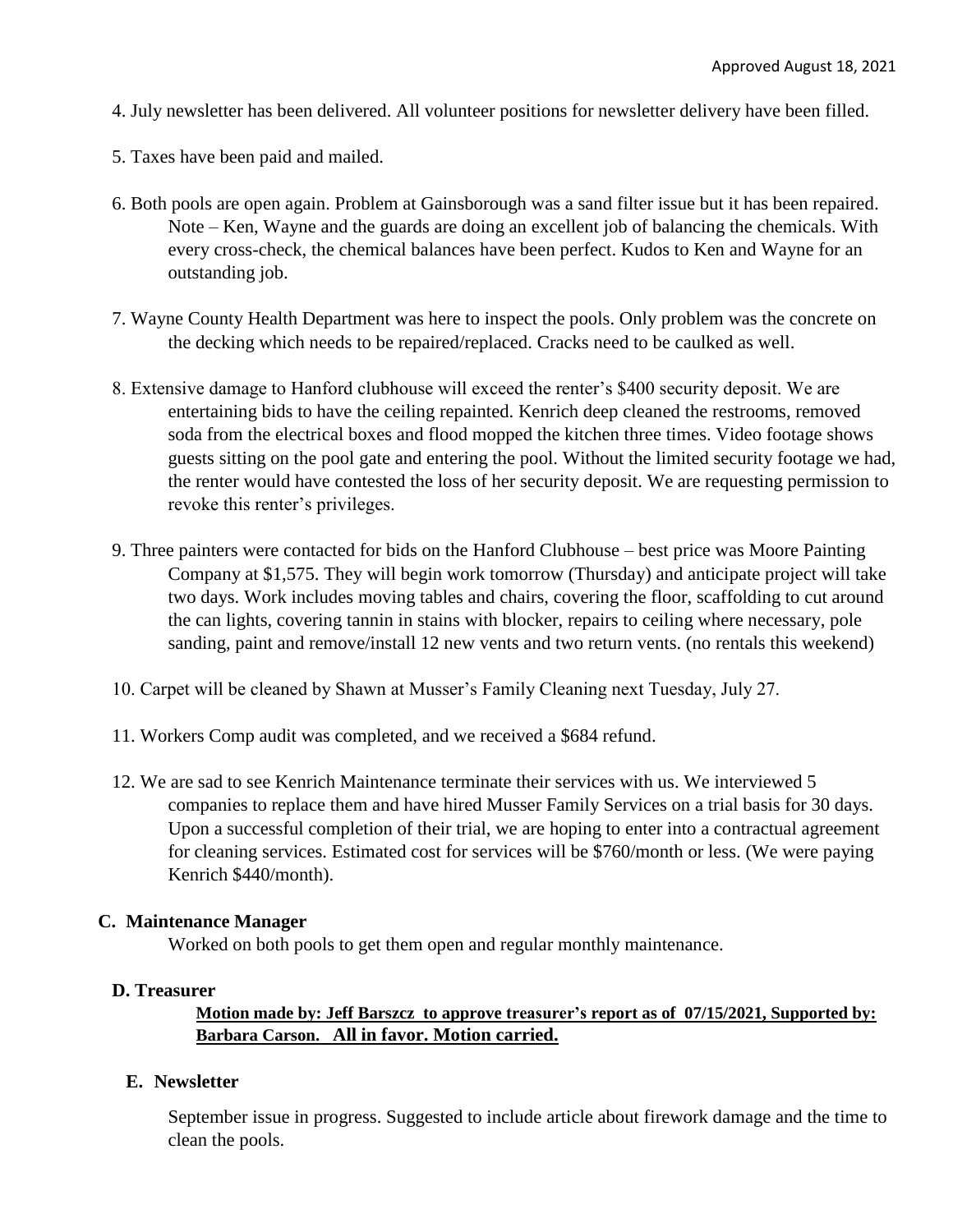Approved August 18, 2021

4. July newsletter has been delivered. All volunteer positions for newsletter delivery have been filled.

5. Taxes have been paid and mailed.

6. Both pools are open again. Problem at Gainsborough was a sand filter issue but it has been repaired. Note – Ken, Wayne and the guards are doing an excellent job of balancing the chemicals. With every cross-check, the chemical balances have been perfect. Kudos to Ken and Wayne for an outstanding job.

7. Wayne County Health Department was here to inspect the pools. Only problem was the concrete on the decking which needs to be repaired/replaced. Cracks need to be caulked as well.

8. Extensive damage to Hanford clubhouse will exceed the renter's $400 security deposit. We are entertaining bids to have the ceiling repainted. Kenrich deep cleaned the restrooms, removed soda from the electrical boxes and flood mopped the kitchen three times. Video footage shows guests sitting on the pool gate and entering the pool. Without the limited security footage we had, the renter would have contested the loss of her security deposit. We are requesting permission to revoke this renter's privileges.

9. Three painters were contacted for bids on the Hanford Clubhouse – best price was Moore Painting Company at $1,575. They will begin work tomorrow (Thursday) and anticipate project will take two days. Work includes moving tables and chairs, covering the floor, scaffolding to cut around the can lights, covering tannin in stains with blocker, repairs to ceiling where necessary, pole sanding, paint and remove/install 12 new vents and two return vents. (no rentals this weekend)

10. Carpet will be cleaned by Shawn at Musser's Family Cleaning next Tuesday, July 27.

11. Workers Comp audit was completed, and we received a $684 refund.

12. We are sad to see Kenrich Maintenance terminate their services with us. We interviewed 5 companies to replace them and have hired Musser Family Services on a trial basis for 30 days. Upon a successful completion of their trial, we are hoping to enter into a contractual agreement for cleaning services. Estimated cost for services will be $760/month or less. (We were paying Kenrich $440/month).

### C. Maintenance Manager

Worked on both pools to get them open and regular monthly maintenance.

### D. Treasurer

**Motion made by: Jeff Barszcz to approve treasurer's report as of 07/15/2021, Supported by: Barbara Carson. All in favor. Motion carried.**

### E. Newsletter

September issue in progress. Suggested to include article about firework damage and the time to clean the pools.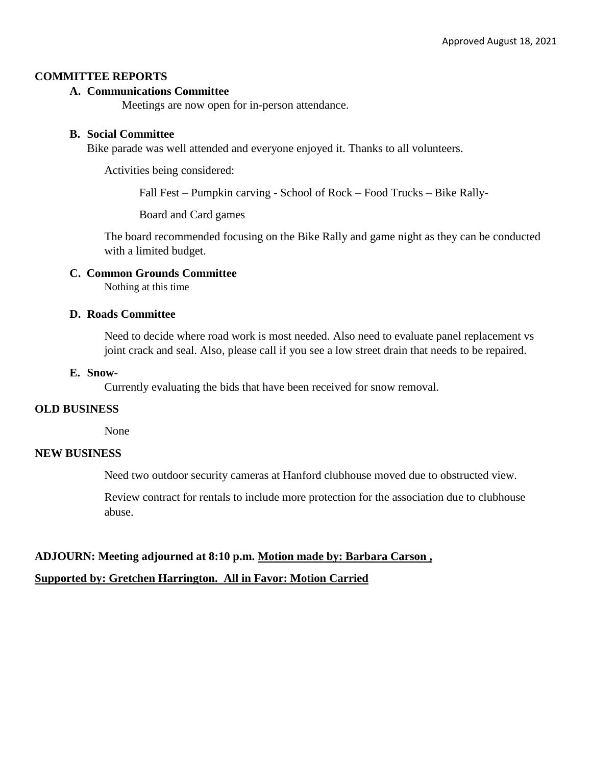Approved August 18, 2021

## COMMITTEE REPORTS

### A. Communications Committee

Meetings are now open for in-person attendance.

### B. Social Committee

Bike parade was well attended and everyone enjoyed it. Thanks to all volunteers.

Activities being considered:

Fall Fest – Pumpkin carving - School of Rock – Food Trucks – Bike Rally-

Board and Card games

The board recommended focusing on the Bike Rally and game night as they can be conducted with a limited budget.

### C. Common Grounds Committee

Nothing at this time

### D. Roads Committee

Need to decide where road work is most needed. Also need to evaluate panel replacement vs joint crack and seal. Also, please call if you see a low street drain that needs to be repaired.

### E. Snow-

Currently evaluating the bids that have been received for snow removal.

## OLD BUSINESS

None

## NEW BUSINESS

Need two outdoor security cameras at Hanford clubhouse moved due to obstructed view.

Review contract for rentals to include more protection for the association due to clubhouse abuse.

**ADJOURN: Meeting adjourned at 8:10 p.m. Motion made by: Barbara Carson ,**

**Supported by: Gretchen Harrington. All in Favor: Motion Carried**